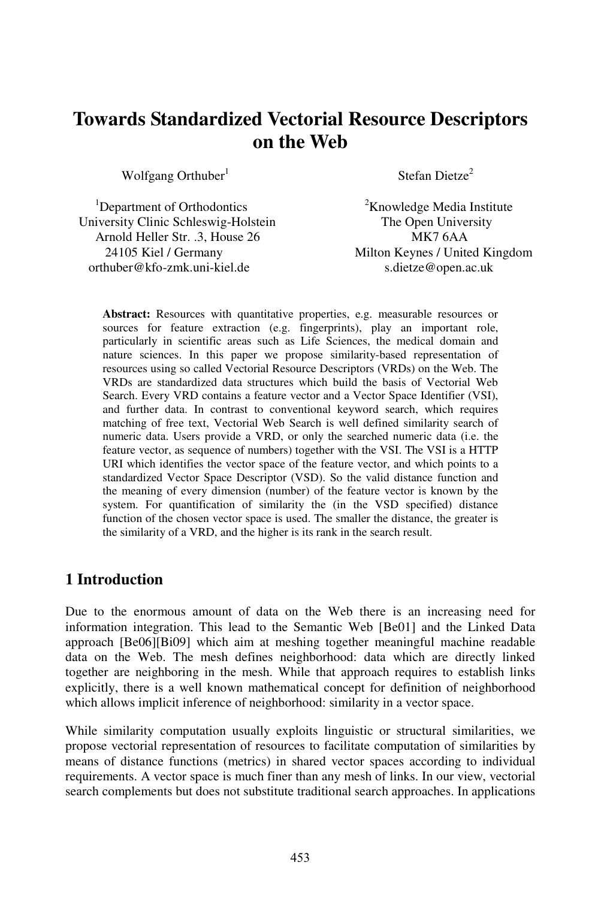# Towards Standardized Vectorial Resource Descriptors on the Web

Wolfgang Orthuber[1]

[1]Department of Orthodontics
University Clinic Schleswig-Holstein
Arnold Heller Str. .3, House 26
24105 Kiel / Germany
orthuber@kfo-zmk.uni-kiel.de

Stefan Dietze[2]

[2]Knowledge Media Institute
The Open University
MK7 6AA
Milton Keynes / United Kingdom
s.dietze@open.ac.uk

**Abstract:** Resources with quantitative properties, e.g. measurable resources or sources for feature extraction (e.g. fingerprints), play an important role, particularly in scientific areas such as Life Sciences, the medical domain and nature sciences. In this paper we propose similarity-based representation of resources using so called Vectorial Resource Descriptors (VRDs) on the Web. The VRDs are standardized data structures which build the basis of Vectorial Web Search. Every VRD contains a feature vector and a Vector Space Identifier (VSI), and further data. In contrast to conventional keyword search, which requires matching of free text, Vectorial Web Search is well defined similarity search of numeric data. Users provide a VRD, or only the searched numeric data (i.e. the feature vector, as sequence of numbers) together with the VSI. The VSI is a HTTP URI which identifies the vector space of the feature vector, and which points to a standardized Vector Space Descriptor (VSD). So the valid distance function and the meaning of every dimension (number) of the feature vector is known by the system. For quantification of similarity the (in the VSD specified) distance function of the chosen vector space is used. The smaller the distance, the greater is the similarity of a VRD, and the higher is its rank in the search result.

## 1 Introduction

Due to the enormous amount of data on the Web there is an increasing need for information integration. This lead to the Semantic Web [Be01] and the Linked Data approach [Be06][Bi09] which aim at meshing together meaningful machine readable data on the Web. The mesh defines neighborhood: data which are directly linked together are neighboring in the mesh. While that approach requires to establish links explicitly, there is a well known mathematical concept for definition of neighborhood which allows implicit inference of neighborhood: similarity in a vector space.

While similarity computation usually exploits linguistic or structural similarities, we propose vectorial representation of resources to facilitate computation of similarities by means of distance functions (metrics) in shared vector spaces according to individual requirements. A vector space is much finer than any mesh of links. In our view, vectorial search complements but does not substitute traditional search approaches. In applications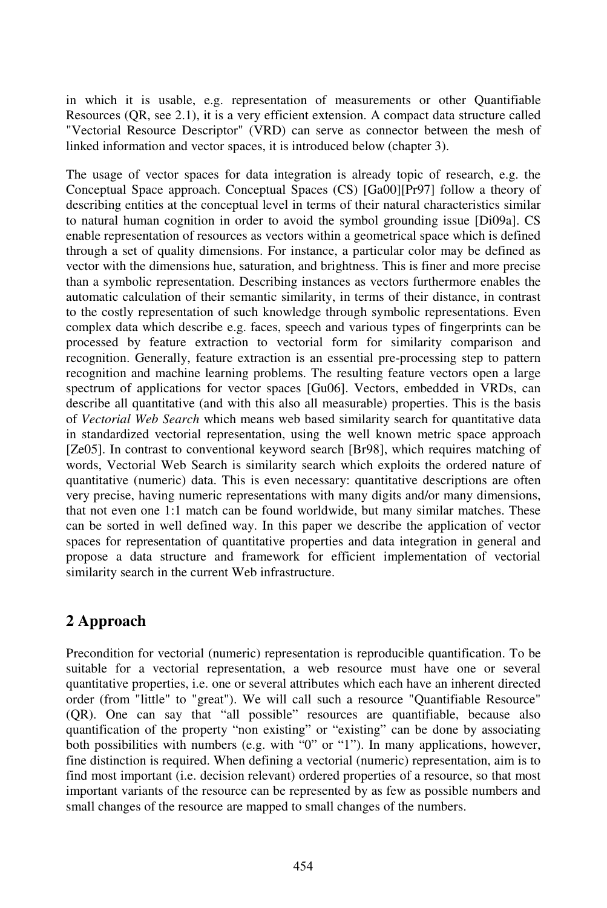in which it is usable, e.g. representation of measurements or other Quantifiable Resources (QR, see 2.1), it is a very efficient extension. A compact data structure called "Vectorial Resource Descriptor" (VRD) can serve as connector between the mesh of linked information and vector spaces, it is introduced below (chapter 3).

The usage of vector spaces for data integration is already topic of research, e.g. the Conceptual Space approach. Conceptual Spaces (CS) [Ga00][Pr97] follow a theory of describing entities at the conceptual level in terms of their natural characteristics similar to natural human cognition in order to avoid the symbol grounding issue [Di09a]. CS enable representation of resources as vectors within a geometrical space which is defined through a set of quality dimensions. For instance, a particular color may be defined as vector with the dimensions hue, saturation, and brightness. This is finer and more precise than a symbolic representation. Describing instances as vectors furthermore enables the automatic calculation of their semantic similarity, in terms of their distance, in contrast to the costly representation of such knowledge through symbolic representations. Even complex data which describe e.g. faces, speech and various types of fingerprints can be processed by feature extraction to vectorial form for similarity comparison and recognition. Generally, feature extraction is an essential pre-processing step to pattern recognition and machine learning problems. The resulting feature vectors open a large spectrum of applications for vector spaces [Gu06]. Vectors, embedded in VRDs, can describe all quantitative (and with this also all measurable) properties. This is the basis of *Vectorial Web Search* which means web based similarity search for quantitative data in standardized vectorial representation, using the well known metric space approach [Ze05]. In contrast to conventional keyword search [Br98], which requires matching of words, Vectorial Web Search is similarity search which exploits the ordered nature of quantitative (numeric) data. This is even necessary: quantitative descriptions are often very precise, having numeric representations with many digits and/or many dimensions, that not even one 1:1 match can be found worldwide, but many similar matches. These can be sorted in well defined way. In this paper we describe the application of vector spaces for representation of quantitative properties and data integration in general and propose a data structure and framework for efficient implementation of vectorial similarity search in the current Web infrastructure.

## 2 Approach

Precondition for vectorial (numeric) representation is reproducible quantification. To be suitable for a vectorial representation, a web resource must have one or several quantitative properties, i.e. one or several attributes which each have an inherent directed order (from "little" to "great"). We will call such a resource "Quantifiable Resource" (QR). One can say that "all possible" resources are quantifiable, because also quantification of the property "non existing" or "existing" can be done by associating both possibilities with numbers (e.g. with "0" or "1"). In many applications, however, fine distinction is required. When defining a vectorial (numeric) representation, aim is to find most important (i.e. decision relevant) ordered properties of a resource, so that most important variants of the resource can be represented by as few as possible numbers and small changes of the resource are mapped to small changes of the numbers.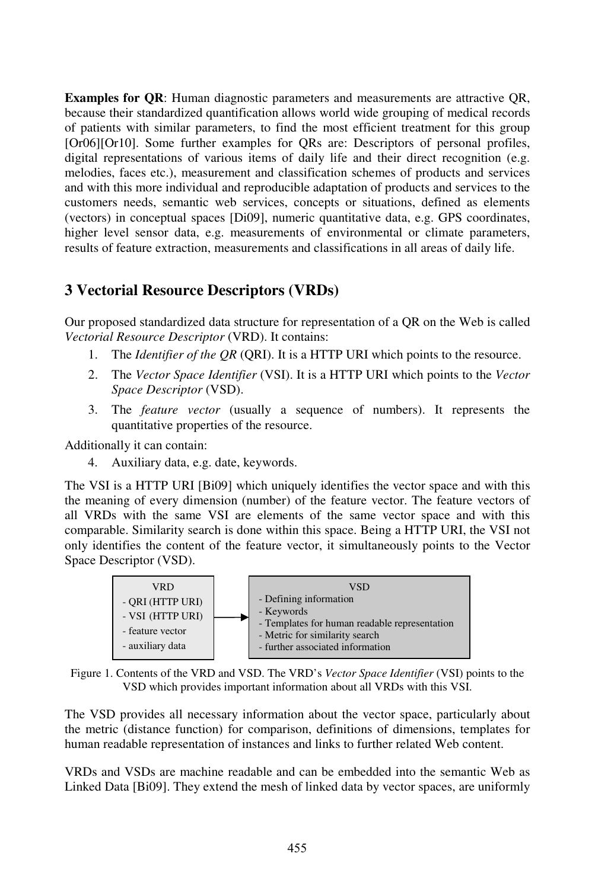**Examples for QR**: Human diagnostic parameters and measurements are attractive QR, because their standardized quantification allows world wide grouping of medical records of patients with similar parameters, to find the most efficient treatment for this group [Or06][Or10]. Some further examples for QRs are: Descriptors of personal profiles, digital representations of various items of daily life and their direct recognition (e.g. melodies, faces etc.), measurement and classification schemes of products and services and with this more individual and reproducible adaptation of products and services to the customers needs, semantic web services, concepts or situations, defined as elements (vectors) in conceptual spaces [Di09], numeric quantitative data, e.g. GPS coordinates, higher level sensor data, e.g. measurements of environmental or climate parameters, results of feature extraction, measurements and classifications in all areas of daily life.

## 3 Vectorial Resource Descriptors (VRDs)

Our proposed standardized data structure for representation of a QR on the Web is called *Vectorial Resource Descriptor* (VRD). It contains:

1. The *Identifier of the QR* (QRI). It is a HTTP URI which points to the resource.
2. The *Vector Space Identifier* (VSI). It is a HTTP URI which points to the *Vector Space Descriptor* (VSD).
3. The *feature vector* (usually a sequence of numbers). It represents the quantitative properties of the resource.

Additionally it can contain:

4. Auxiliary data, e.g. date, keywords.

The VSI is a HTTP URI [Bi09] which uniquely identifies the vector space and with this the meaning of every dimension (number) of the feature vector. The feature vectors of all VRDs with the same VSI are elements of the same vector space and with this comparable. Similarity search is done within this space. Being a HTTP URI, the VSI not only identifies the content of the feature vector, it simultaneously points to the Vector Space Descriptor (VSD).

| VRD | → | VSD |
|---|---|---|
| - QRI (HTTP URI)<br>- VSI (HTTP URI)<br>- feature vector<br>- auxiliary data | | - Defining information<br>- Keywords<br>- Templates for human readable representation<br>- Metric for similarity search<br>- further associated information |

Figure 1. Contents of the VRD and VSD. The VRD's *Vector Space Identifier* (VSI) points to the VSD which provides important information about all VRDs with this VSI.

The VSD provides all necessary information about the vector space, particularly about the metric (distance function) for comparison, definitions of dimensions, templates for human readable representation of instances and links to further related Web content.

VRDs and VSDs are machine readable and can be embedded into the semantic Web as Linked Data [Bi09]. They extend the mesh of linked data by vector spaces, are uniformly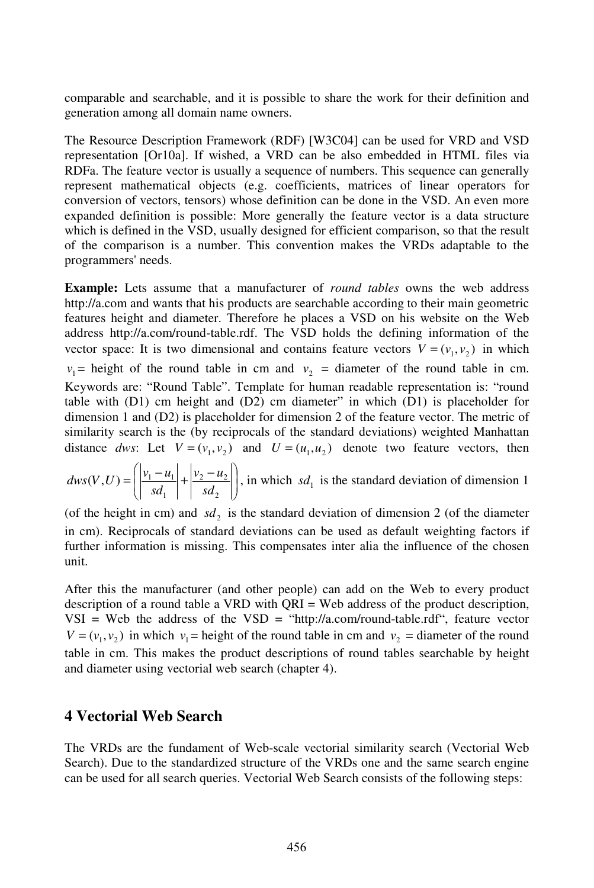comparable and searchable, and it is possible to share the work for their definition and generation among all domain name owners.

The Resource Description Framework (RDF) [W3C04] can be used for VRD and VSD representation [Or10a]. If wished, a VRD can be also embedded in HTML files via RDFa. The feature vector is usually a sequence of numbers. This sequence can generally represent mathematical objects (e.g. coefficients, matrices of linear operators for conversion of vectors, tensors) whose definition can be done in the VSD. An even more expanded definition is possible: More generally the feature vector is a data structure which is defined in the VSD, usually designed for efficient comparison, so that the result of the comparison is a number. This convention makes the VRDs adaptable to the programmers' needs.

**Example:** Lets assume that a manufacturer of *round tables* owns the web address http://a.com and wants that his products are searchable according to their main geometric features height and diameter. Therefore he places a VSD on his website on the Web address http://a.com/round-table.rdf. The VSD holds the defining information of the vector space: It is two dimensional and contains feature vectors $V = (v_1, v_2)$ in which $v_1$ = height of the round table in cm and $v_2$ = diameter of the round table in cm. Keywords are: "Round Table". Template for human readable representation is: "round table with (D1) cm height and (D2) cm diameter" in which (D1) is placeholder for dimension 1 and (D2) is placeholder for dimension 2 of the feature vector. The metric of similarity search is the (by reciprocals of the standard deviations) weighted Manhattan distance *dws*: Let $V = (v_1, v_2)$ and $U = (u_1, u_2)$ denote two feature vectors, then $dws(V,U) = \left( \left| \frac{v_1 - u_1}{sd_1} \right| + \left| \frac{v_2 - u_2}{sd_2} \right| \right)$, in which $sd_1$ is the standard deviation of dimension 1 (of the height in cm) and $sd_2$ is the standard deviation of dimension 2 (of the diameter in cm). Reciprocals of standard deviations can be used as default weighting factors if further information is missing. This compensates inter alia the influence of the chosen unit.

After this the manufacturer (and other people) can add on the Web to every product description of a round table a VRD with QRI = Web address of the product description, VSI = Web the address of the VSD = "http://a.com/round-table.rdf", feature vector $V = (v_1, v_2)$ in which $v_1$ = height of the round table in cm and $v_2$ = diameter of the round table in cm. This makes the product descriptions of round tables searchable by height and diameter using vectorial web search (chapter 4).

# 4 Vectorial Web Search

The VRDs are the fundament of Web-scale vectorial similarity search (Vectorial Web Search). Due to the standardized structure of the VRDs one and the same search engine can be used for all search queries. Vectorial Web Search consists of the following steps: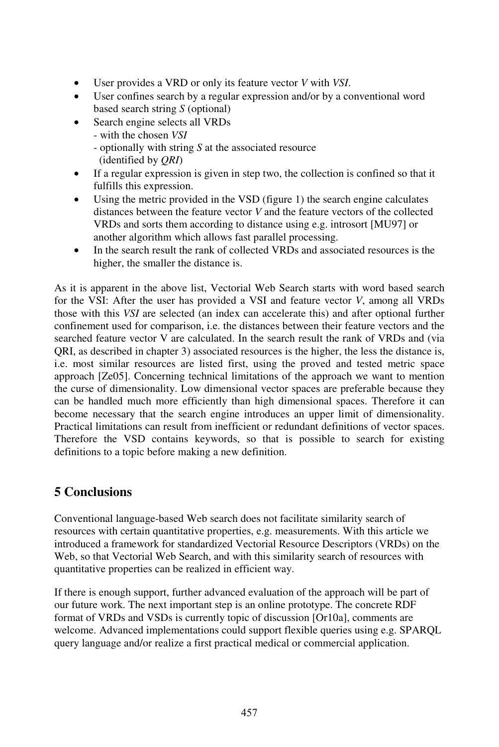- User provides a VRD or only its feature vector *V* with *VSI*.
- User confines search by a regular expression and/or by a conventional word based search string *S* (optional)
- Search engine selects all VRDs
  - with the chosen *VSI*
  - optionally with string *S* at the associated resource (identified by *QRI*)
- If a regular expression is given in step two, the collection is confined so that it fulfills this expression.
- Using the metric provided in the VSD (figure 1) the search engine calculates distances between the feature vector *V* and the feature vectors of the collected VRDs and sorts them according to distance using e.g. introsort [MU97] or another algorithm which allows fast parallel processing.
- In the search result the rank of collected VRDs and associated resources is the higher, the smaller the distance is.

As it is apparent in the above list, Vectorial Web Search starts with word based search for the VSI: After the user has provided a VSI and feature vector *V*, among all VRDs those with this *VSI* are selected (an index can accelerate this) and after optional further confinement used for comparison, i.e. the distances between their feature vectors and the searched feature vector V are calculated. In the search result the rank of VRDs and (via QRI, as described in chapter 3) associated resources is the higher, the less the distance is, i.e. most similar resources are listed first, using the proved and tested metric space approach [Ze05]. Concerning technical limitations of the approach we want to mention the curse of dimensionality. Low dimensional vector spaces are preferable because they can be handled much more efficiently than high dimensional spaces. Therefore it can become necessary that the search engine introduces an upper limit of dimensionality. Practical limitations can result from inefficient or redundant definitions of vector spaces. Therefore the VSD contains keywords, so that is possible to search for existing definitions to a topic before making a new definition.

## 5 Conclusions

Conventional language-based Web search does not facilitate similarity search of resources with certain quantitative properties, e.g. measurements. With this article we introduced a framework for standardized Vectorial Resource Descriptors (VRDs) on the Web, so that Vectorial Web Search, and with this similarity search of resources with quantitative properties can be realized in efficient way.

If there is enough support, further advanced evaluation of the approach will be part of our future work. The next important step is an online prototype. The concrete RDF format of VRDs and VSDs is currently topic of discussion [Or10a], comments are welcome. Advanced implementations could support flexible queries using e.g. SPARQL query language and/or realize a first practical medical or commercial application.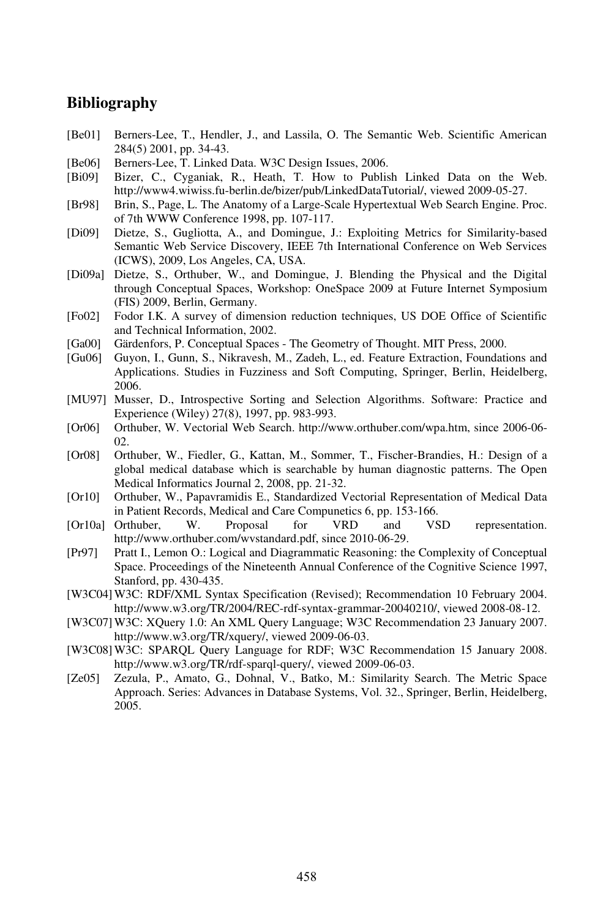## Bibliography

[Be01] Berners-Lee, T., Hendler, J., and Lassila, O. The Semantic Web. Scientific American 284(5) 2001, pp. 34-43.

[Be06] Berners-Lee, T. Linked Data. W3C Design Issues, 2006.

[Bi09] Bizer, C., Cyganiak, R., Heath, T. How to Publish Linked Data on the Web. http://www4.wiwiss.fu-berlin.de/bizer/pub/LinkedDataTutorial/, viewed 2009-05-27.

[Br98] Brin, S., Page, L. The Anatomy of a Large-Scale Hypertextual Web Search Engine. Proc. of 7th WWW Conference 1998, pp. 107-117.

[Di09] Dietze, S., Gugliotta, A., and Domingue, J.: Exploiting Metrics for Similarity-based Semantic Web Service Discovery, IEEE 7th International Conference on Web Services (ICWS), 2009, Los Angeles, CA, USA.

[Di09a] Dietze, S., Orthuber, W., and Domingue, J. Blending the Physical and the Digital through Conceptual Spaces, Workshop: OneSpace 2009 at Future Internet Symposium (FIS) 2009, Berlin, Germany.

[Fo02] Fodor I.K. A survey of dimension reduction techniques, US DOE Office of Scientific and Technical Information, 2002.

[Ga00] Gärdenfors, P. Conceptual Spaces - The Geometry of Thought. MIT Press, 2000.

[Gu06] Guyon, I., Gunn, S., Nikravesh, M., Zadeh, L., ed. Feature Extraction, Foundations and Applications. Studies in Fuzziness and Soft Computing, Springer, Berlin, Heidelberg, 2006.

[MU97] Musser, D., Introspective Sorting and Selection Algorithms. Software: Practice and Experience (Wiley) 27(8), 1997, pp. 983-993.

[Or06] Orthuber, W. Vectorial Web Search. http://www.orthuber.com/wpa.htm, since 2006-06-02.

[Or08] Orthuber, W., Fiedler, G., Kattan, M., Sommer, T., Fischer-Brandies, H.: Design of a global medical database which is searchable by human diagnostic patterns. The Open Medical Informatics Journal 2, 2008, pp. 21-32.

[Or10] Orthuber, W., Papavramidis E., Standardized Vectorial Representation of Medical Data in Patient Records, Medical and Care Compunetics 6, pp. 153-166.

[Or10a] Orthuber, W. Proposal for VRD and VSD representation. http://www.orthuber.com/wvstandard.pdf, since 2010-06-29.

[Pr97] Pratt I., Lemon O.: Logical and Diagrammatic Reasoning: the Complexity of Conceptual Space. Proceedings of the Nineteenth Annual Conference of the Cognitive Science 1997, Stanford, pp. 430-435.

[W3C04] W3C: RDF/XML Syntax Specification (Revised); Recommendation 10 February 2004. http://www.w3.org/TR/2004/REC-rdf-syntax-grammar-20040210/, viewed 2008-08-12.

[W3C07] W3C: XQuery 1.0: An XML Query Language; W3C Recommendation 23 January 2007. http://www.w3.org/TR/xquery/, viewed 2009-06-03.

[W3C08] W3C: SPARQL Query Language for RDF; W3C Recommendation 15 January 2008. http://www.w3.org/TR/rdf-sparql-query/, viewed 2009-06-03.

[Ze05] Zezula, P., Amato, G., Dohnal, V., Batko, M.: Similarity Search. The Metric Space Approach. Series: Advances in Database Systems, Vol. 32., Springer, Berlin, Heidelberg, 2005.